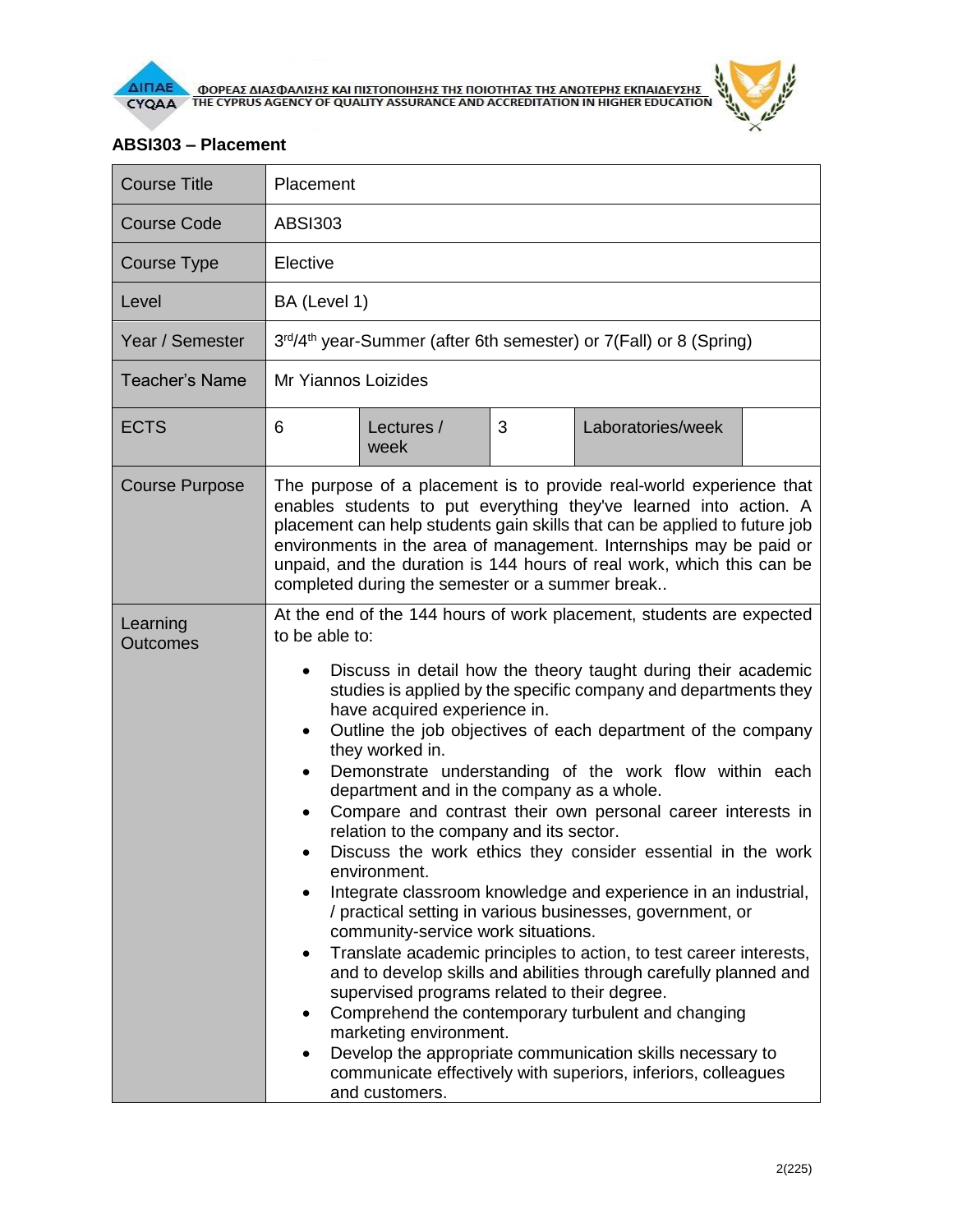## ABSI303 – Placement

| Course Title | Placement | | | | |
|---|---|---|---|---|---|
| Course Code | ABSI303 | | | | |
| Course Type | Elective | | | | |
| Level | BA (Level 1) | | | | |
| Year / Semester | 3rd/4th year-Summer (after 6th semester) or 7(Fall) or 8 (Spring) | | | | |
| Teacher's Name | Mr Yiannos Loizides | | | | |
| ECTS | 6 | Lectures / week | 3 | Laboratories/week | |
| Course Purpose | The purpose of a placement is to provide real-world experience that enables students to put everything they've learned into action. A placement can help students gain skills that can be applied to future job environments in the area of management. Internships may be paid or unpaid, and the duration is 144 hours of real work, which this can be completed during the semester or a summer break.. | | | | |
| Learning Outcomes | At the end of the 144 hours of work placement, students are expected to be able to:<br>• Discuss in detail how the theory taught during their academic studies is applied by the specific company and departments they have acquired experience in.<br>• Outline the job objectives of each department of the company they worked in.<br>• Demonstrate understanding of the work flow within each department and in the company as a whole.<br>• Compare and contrast their own personal career interests in relation to the company and its sector.<br>• Discuss the work ethics they consider essential in the work environment.<br>• Integrate classroom knowledge and experience in an industrial, / practical setting in various businesses, government, or community-service work situations.<br>• Translate academic principles to action, to test career interests, and to develop skills and abilities through carefully planned and supervised programs related to their degree.<br>• Comprehend the contemporary turbulent and changing marketing environment.<br>• Develop the appropriate communication skills necessary to communicate effectively with superiors, inferiors, colleagues and customers. | | | | |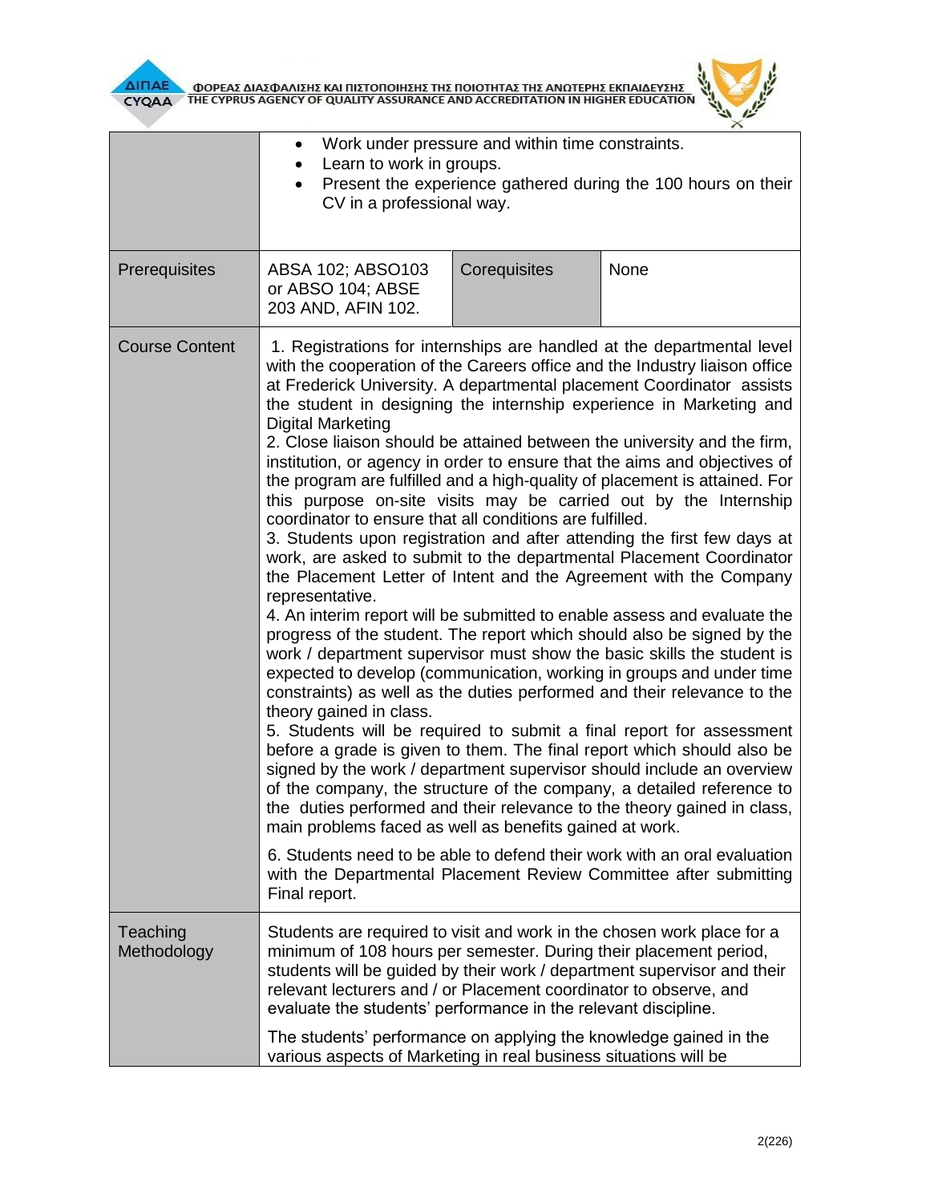| | | | |
|---|---|---|---|
| | • Work under pressure and within time constraints.<br>• Learn to work in groups.<br>• Present the experience gathered during the 100 hours on their CV in a professional way. | | |
| Prerequisites | ABSA 102; ABSO103 or ABSO 104; ABSE 203 AND, AFIN 102. | Corequisites | None |
| Course Content | 1. Registrations for internships are handled at the departmental level with the cooperation of the Careers office and the Industry liaison office at Frederick University. A departmental placement Coordinator assists the student in designing the internship experience in Marketing and Digital Marketing<br>2. Close liaison should be attained between the university and the firm, institution, or agency in order to ensure that the aims and objectives of the program are fulfilled and a high-quality of placement is attained. For this purpose on-site visits may be carried out by the Internship coordinator to ensure that all conditions are fulfilled.<br>3. Students upon registration and after attending the first few days at work, are asked to submit to the departmental Placement Coordinator the Placement Letter of Intent and the Agreement with the Company representative.<br>4. An interim report will be submitted to enable assess and evaluate the progress of the student. The report which should also be signed by the work / department supervisor must show the basic skills the student is expected to develop (communication, working in groups and under time constraints) as well as the duties performed and their relevance to the theory gained in class.<br>5. Students will be required to submit a final report for assessment before a grade is given to them. The final report which should also be signed by the work / department supervisor should include an overview of the company, the structure of the company, a detailed reference to the duties performed and their relevance to the theory gained in class, main problems faced as well as benefits gained at work.<br>6. Students need to be able to defend their work with an oral evaluation with the Departmental Placement Review Committee after submitting Final report. | | |
| Teaching Methodology | Students are required to visit and work in the chosen work place for a minimum of 108 hours per semester. During their placement period, students will be guided by their work / department supervisor and their relevant lecturers and / or Placement coordinator to observe, and evaluate the students' performance in the relevant discipline.<br>The students' performance on applying the knowledge gained in the various aspects of Marketing in real business situations will be | | |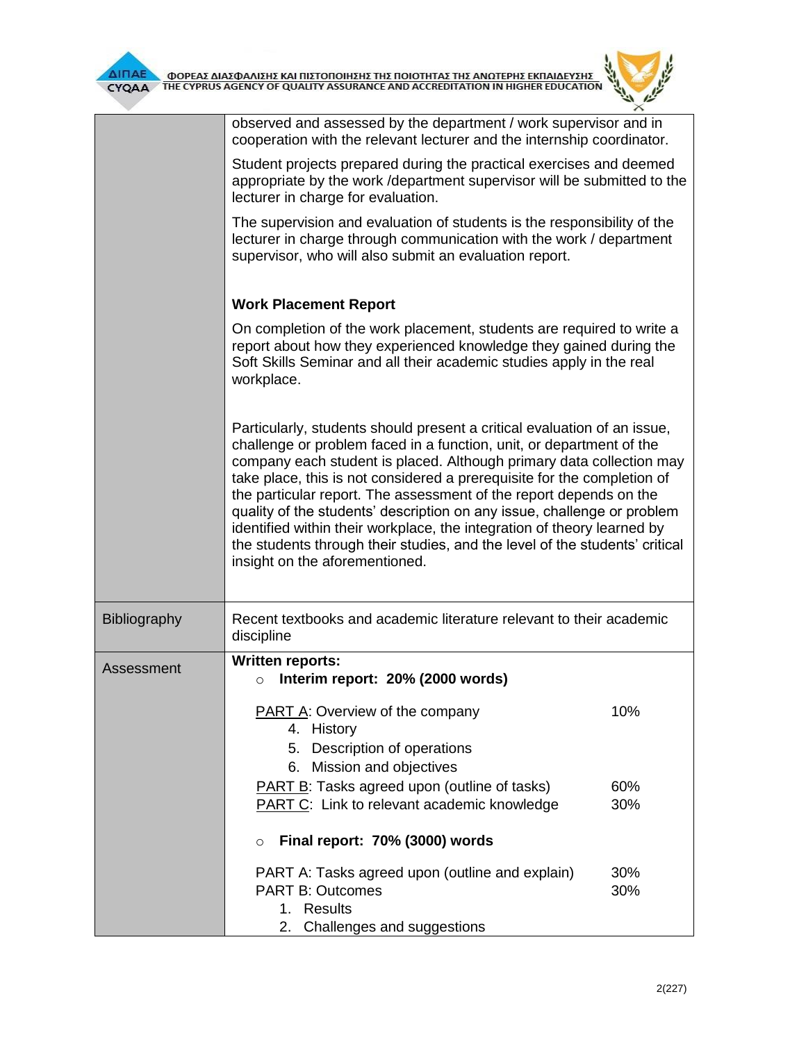| | |
|---|---|
| | observed and assessed by the department / work supervisor and in cooperation with the relevant lecturer and the internship coordinator.<br><br>Student projects prepared during the practical exercises and deemed appropriate by the work /department supervisor will be submitted to the lecturer in charge for evaluation.<br><br>The supervision and evaluation of students is the responsibility of the lecturer in charge through communication with the work / department supervisor, who will also submit an evaluation report.<br><br>**Work Placement Report**<br><br>On completion of the work placement, students are required to write a report about how they experienced knowledge they gained during the Soft Skills Seminar and all their academic studies apply in the real workplace.<br><br>Particularly, students should present a critical evaluation of an issue, challenge or problem faced in a function, unit, or department of the company each student is placed. Although primary data collection may take place, this is not considered a prerequisite for the completion of the particular report. The assessment of the report depends on the quality of the students' description on any issue, challenge or problem identified within their workplace, the integration of theory learned by the students through their studies, and the level of the students' critical insight on the aforementioned. |
| Bibliography | Recent textbooks and academic literature relevant to their academic discipline |
| Assessment | **Written reports:**<br>○ **Interim report: 20% (2000 words)**<br><br>PART A: Overview of the company — 10%<br>4. History<br>5. Description of operations<br>6. Mission and objectives<br>PART B: Tasks agreed upon (outline of tasks) — 60%<br>PART C: Link to relevant academic knowledge — 30%<br><br>○ **Final report: 70% (3000) words**<br><br>PART A: Tasks agreed upon (outline and explain) — 30%<br>PART B: Outcomes — 30%<br>1. Results<br>2. Challenges and suggestions |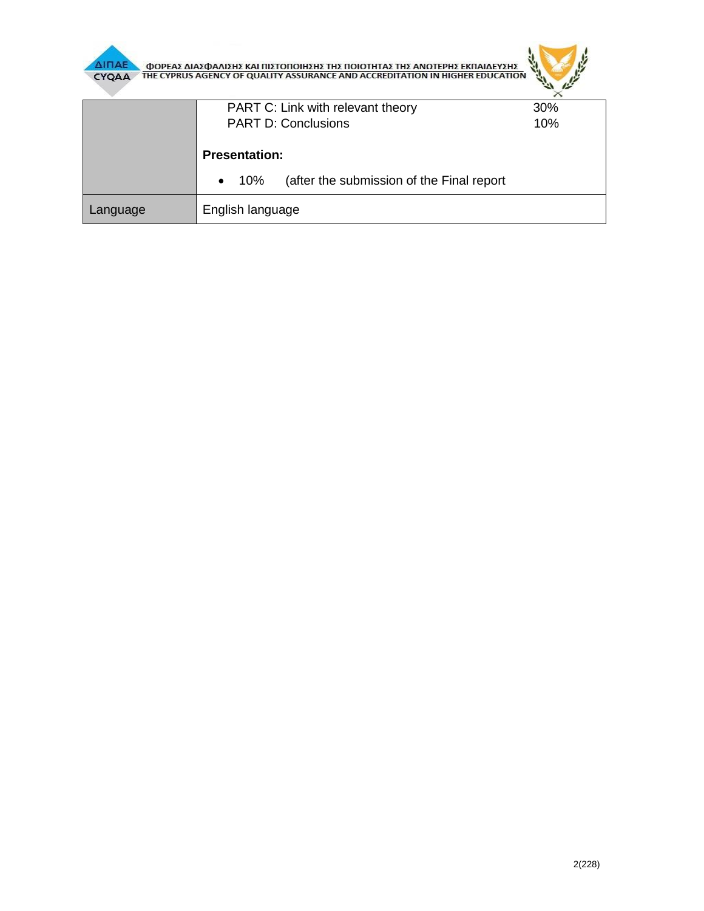| | |
|---|---|
| | PART C: Link with relevant theory 30%<br>PART D: Conclusions 10%<br><br>**Presentation:**<br><br>• 10% (after the submission of the Final report |
| Language | English language |